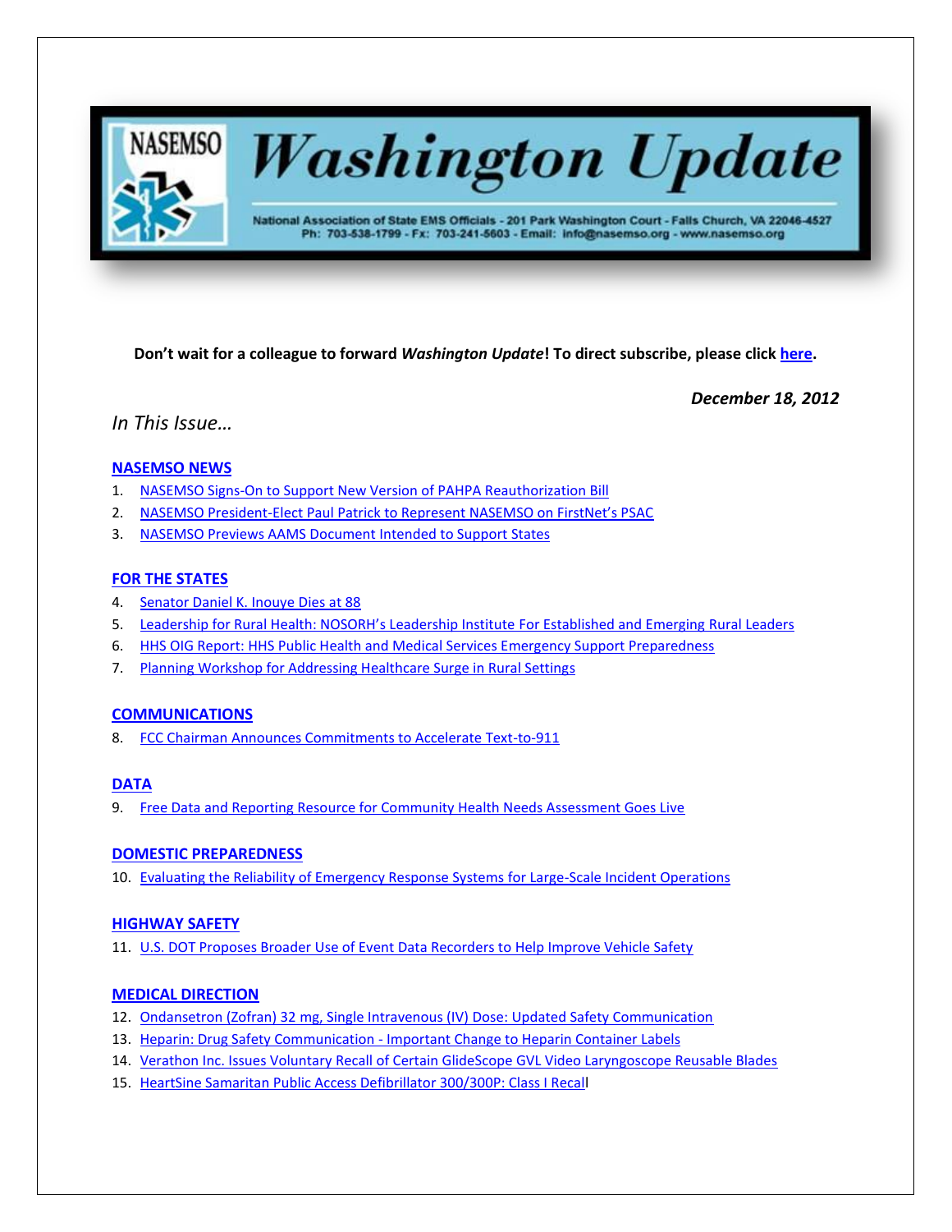# NASEMSO Washington Update

National Association of State EMS Officials - 201 Park Washington Court - Falls Church, VA 22046-4527
Ph: 703-538-1799 - Fx: 703-241-5603 - Email: info@nasemso.org - www.nasemso.org

**Don't wait for a colleague to forward *Washington Update*! To direct subscribe, please click here.**

***December 18, 2012***

*In This Issue…*

## NASEMSO NEWS

1. NASEMSO Signs-On to Support New Version of PAHPA Reauthorization Bill
2. NASEMSO President-Elect Paul Patrick to Represent NASEMSO on FirstNet's PSAC
3. NASEMSO Previews AAMS Document Intended to Support States

## FOR THE STATES

4. Senator Daniel K. Inouye Dies at 88
5. Leadership for Rural Health: NOSORH's Leadership Institute For Established and Emerging Rural Leaders
6. HHS OIG Report: HHS Public Health and Medical Services Emergency Support Preparedness
7. Planning Workshop for Addressing Healthcare Surge in Rural Settings

## COMMUNICATIONS

8. FCC Chairman Announces Commitments to Accelerate Text-to-911

## DATA

9. Free Data and Reporting Resource for Community Health Needs Assessment Goes Live

## DOMESTIC PREPAREDNESS

10. Evaluating the Reliability of Emergency Response Systems for Large-Scale Incident Operations

## HIGHWAY SAFETY

11. U.S. DOT Proposes Broader Use of Event Data Recorders to Help Improve Vehicle Safety

## MEDICAL DIRECTION

12. Ondansetron (Zofran) 32 mg, Single Intravenous (IV) Dose: Updated Safety Communication
13. Heparin: Drug Safety Communication - Important Change to Heparin Container Labels
14. Verathon Inc. Issues Voluntary Recall of Certain GlideScope GVL Video Laryngoscope Reusable Blades
15. HeartSine Samaritan Public Access Defibrillator 300/300P: Class I Recall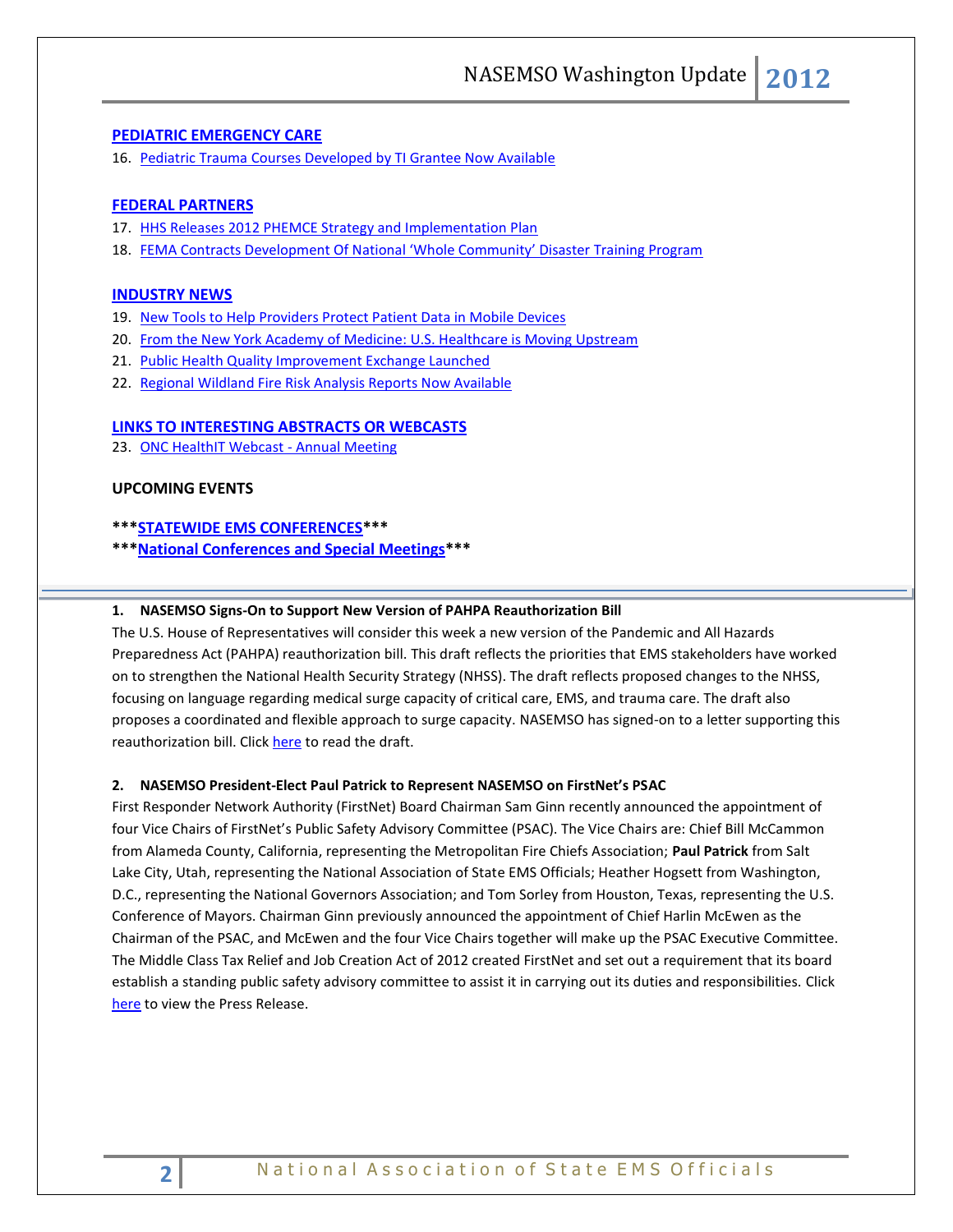**PEDIATRIC EMERGENCY CARE**

16. Pediatric Trauma Courses Developed by TI Grantee Now Available

**FEDERAL PARTNERS**

17. HHS Releases 2012 PHEMCE Strategy and Implementation Plan
18. FEMA Contracts Development Of National 'Whole Community' Disaster Training Program

**INDUSTRY NEWS**

19. New Tools to Help Providers Protect Patient Data in Mobile Devices
20. From the New York Academy of Medicine: U.S. Healthcare is Moving Upstream
21. Public Health Quality Improvement Exchange Launched
22. Regional Wildland Fire Risk Analysis Reports Now Available

**LINKS TO INTERESTING ABSTRACTS OR WEBCASTS**

23. ONC HealthIT Webcast - Annual Meeting

**UPCOMING EVENTS**

**\*\*\*STATEWIDE EMS CONFERENCES\*\*\***

**\*\*\*National Conferences and Special Meetings\*\*\***

---

### 1. NASEMSO Signs-On to Support New Version of PAHPA Reauthorization Bill

The U.S. House of Representatives will consider this week a new version of the Pandemic and All Hazards Preparedness Act (PAHPA) reauthorization bill. This draft reflects the priorities that EMS stakeholders have worked on to strengthen the National Health Security Strategy (NHSS). The draft reflects proposed changes to the NHSS, focusing on language regarding medical surge capacity of critical care, EMS, and trauma care. The draft also proposes a coordinated and flexible approach to surge capacity. NASEMSO has signed-on to a letter supporting this reauthorization bill. Click here to read the draft.

### 2. NASEMSO President-Elect Paul Patrick to Represent NASEMSO on FirstNet's PSAC

First Responder Network Authority (FirstNet) Board Chairman Sam Ginn recently announced the appointment of four Vice Chairs of FirstNet's Public Safety Advisory Committee (PSAC). The Vice Chairs are: Chief Bill McCammon from Alameda County, California, representing the Metropolitan Fire Chiefs Association; **Paul Patrick** from Salt Lake City, Utah, representing the National Association of State EMS Officials; Heather Hogsett from Washington, D.C., representing the National Governors Association; and Tom Sorley from Houston, Texas, representing the U.S. Conference of Mayors. Chairman Ginn previously announced the appointment of Chief Harlin McEwen as the Chairman of the PSAC, and McEwen and the four Vice Chairs together will make up the PSAC Executive Committee. The Middle Class Tax Relief and Job Creation Act of 2012 created FirstNet and set out a requirement that its board establish a standing public safety advisory committee to assist it in carrying out its duties and responsibilities. Click here to view the Press Release.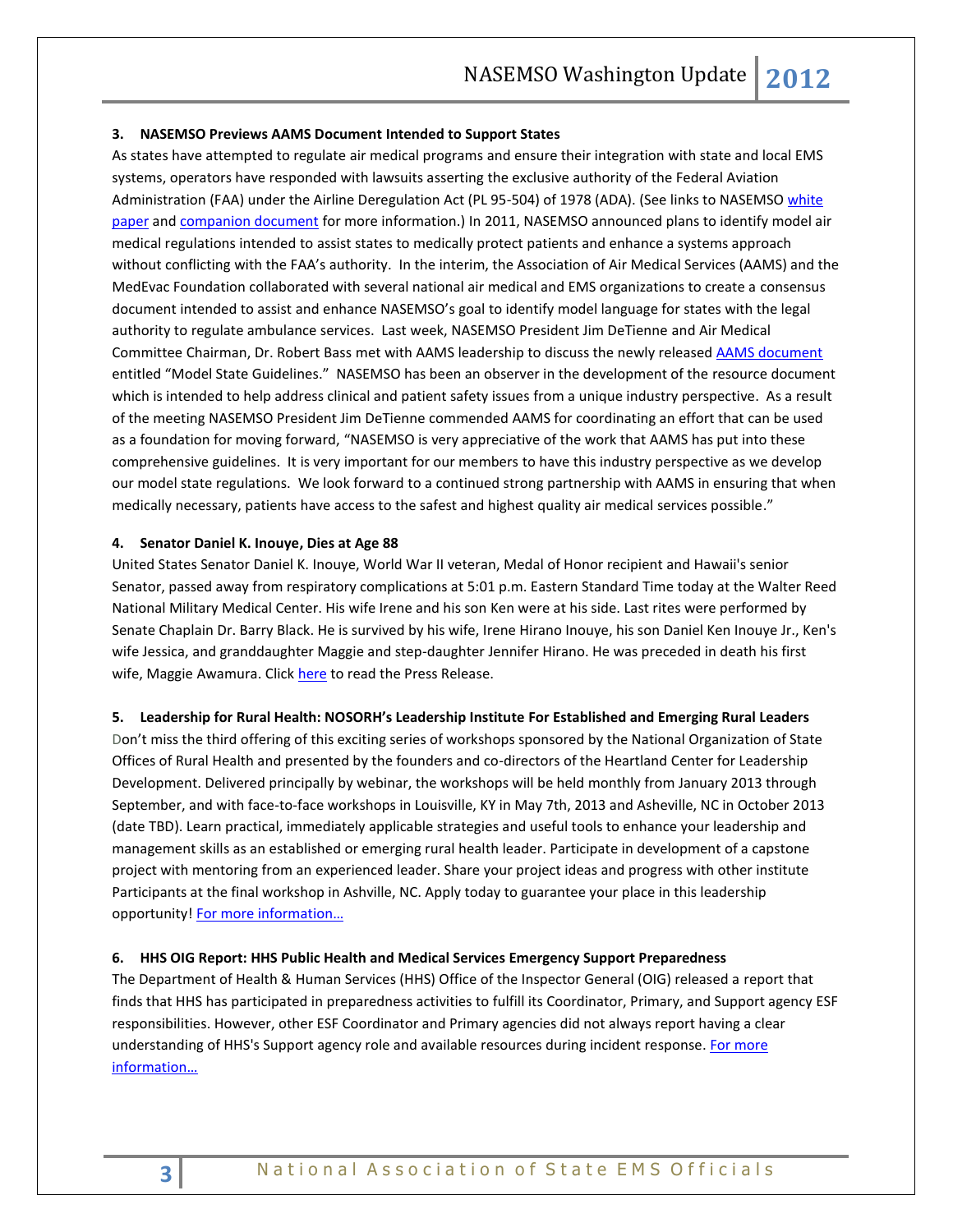### 3. NASEMSO Previews AAMS Document Intended to Support States

As states have attempted to regulate air medical programs and ensure their integration with state and local EMS systems, operators have responded with lawsuits asserting the exclusive authority of the Federal Aviation Administration (FAA) under the Airline Deregulation Act (PL 95-504) of 1978 (ADA). (See links to NASEMSO white paper and companion document for more information.) In 2011, NASEMSO announced plans to identify model air medical regulations intended to assist states to medically protect patients and enhance a systems approach without conflicting with the FAA's authority. In the interim, the Association of Air Medical Services (AAMS) and the MedEvac Foundation collaborated with several national air medical and EMS organizations to create a consensus document intended to assist and enhance NASEMSO's goal to identify model language for states with the legal authority to regulate ambulance services. Last week, NASEMSO President Jim DeTienne and Air Medical Committee Chairman, Dr. Robert Bass met with AAMS leadership to discuss the newly released AAMS document entitled "Model State Guidelines." NASEMSO has been an observer in the development of the resource document which is intended to help address clinical and patient safety issues from a unique industry perspective. As a result of the meeting NASEMSO President Jim DeTienne commended AAMS for coordinating an effort that can be used as a foundation for moving forward, "NASEMSO is very appreciative of the work that AAMS has put into these comprehensive guidelines. It is very important for our members to have this industry perspective as we develop our model state regulations. We look forward to a continued strong partnership with AAMS in ensuring that when medically necessary, patients have access to the safest and highest quality air medical services possible."

### 4. Senator Daniel K. Inouye, Dies at Age 88

United States Senator Daniel K. Inouye, World War II veteran, Medal of Honor recipient and Hawaii's senior Senator, passed away from respiratory complications at 5:01 p.m. Eastern Standard Time today at the Walter Reed National Military Medical Center. His wife Irene and his son Ken were at his side. Last rites were performed by Senate Chaplain Dr. Barry Black. He is survived by his wife, Irene Hirano Inouye, his son Daniel Ken Inouye Jr., Ken's wife Jessica, and granddaughter Maggie and step-daughter Jennifer Hirano. He was preceded in death his first wife, Maggie Awamura. Click here to read the Press Release.

### 5. Leadership for Rural Health: NOSORH's Leadership Institute For Established and Emerging Rural Leaders

Don't miss the third offering of this exciting series of workshops sponsored by the National Organization of State Offices of Rural Health and presented by the founders and co-directors of the Heartland Center for Leadership Development. Delivered principally by webinar, the workshops will be held monthly from January 2013 through September, and with face-to-face workshops in Louisville, KY in May 7th, 2013 and Asheville, NC in October 2013 (date TBD). Learn practical, immediately applicable strategies and useful tools to enhance your leadership and management skills as an established or emerging rural health leader. Participate in development of a capstone project with mentoring from an experienced leader. Share your project ideas and progress with other institute Participants at the final workshop in Ashville, NC. Apply today to guarantee your place in this leadership opportunity! For more information…

### 6. HHS OIG Report: HHS Public Health and Medical Services Emergency Support Preparedness

The Department of Health & Human Services (HHS) Office of the Inspector General (OIG) released a report that finds that HHS has participated in preparedness activities to fulfill its Coordinator, Primary, and Support agency ESF responsibilities. However, other ESF Coordinator and Primary agencies did not always report having a clear understanding of HHS's Support agency role and available resources during incident response. For more information…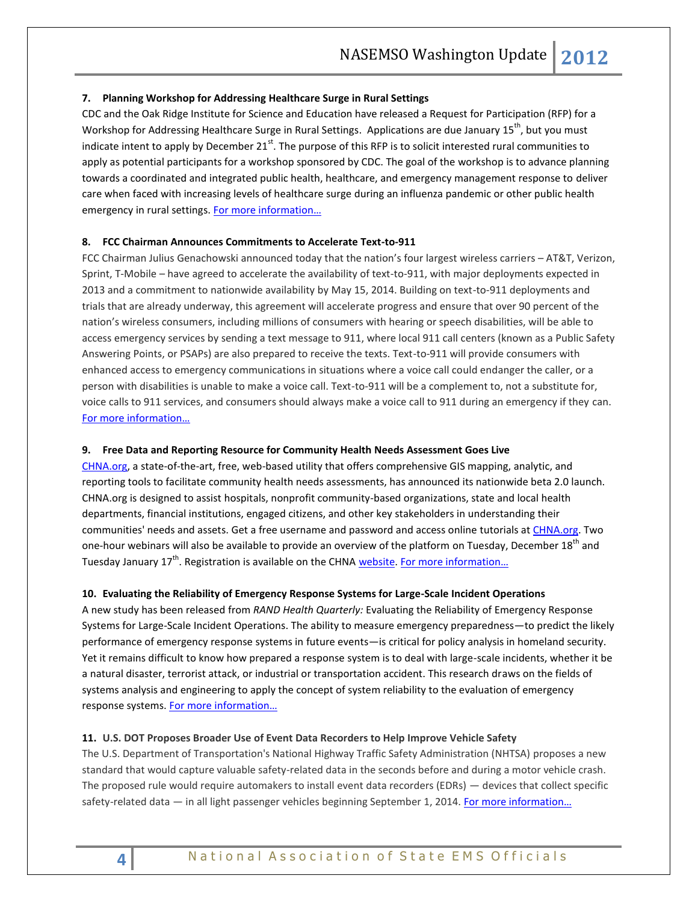### 7. Planning Workshop for Addressing Healthcare Surge in Rural Settings

CDC and the Oak Ridge Institute for Science and Education have released a Request for Participation (RFP) for a Workshop for Addressing Healthcare Surge in Rural Settings. Applications are due January 15th, but you must indicate intent to apply by December 21st. The purpose of this RFP is to solicit interested rural communities to apply as potential participants for a workshop sponsored by CDC. The goal of the workshop is to advance planning towards a coordinated and integrated public health, healthcare, and emergency management response to deliver care when faced with increasing levels of healthcare surge during an influenza pandemic or other public health emergency in rural settings. For more information…

### 8. FCC Chairman Announces Commitments to Accelerate Text-to-911

FCC Chairman Julius Genachowski announced today that the nation's four largest wireless carriers – AT&T, Verizon, Sprint, T-Mobile – have agreed to accelerate the availability of text-to-911, with major deployments expected in 2013 and a commitment to nationwide availability by May 15, 2014. Building on text-to-911 deployments and trials that are already underway, this agreement will accelerate progress and ensure that over 90 percent of the nation's wireless consumers, including millions of consumers with hearing or speech disabilities, will be able to access emergency services by sending a text message to 911, where local 911 call centers (known as a Public Safety Answering Points, or PSAPs) are also prepared to receive the texts. Text-to-911 will provide consumers with enhanced access to emergency communications in situations where a voice call could endanger the caller, or a person with disabilities is unable to make a voice call. Text-to-911 will be a complement to, not a substitute for, voice calls to 911 services, and consumers should always make a voice call to 911 during an emergency if they can. For more information…

### 9. Free Data and Reporting Resource for Community Health Needs Assessment Goes Live

CHNA.org, a state-of-the-art, free, web-based utility that offers comprehensive GIS mapping, analytic, and reporting tools to facilitate community health needs assessments, has announced its nationwide beta 2.0 launch. CHNA.org is designed to assist hospitals, nonprofit community-based organizations, state and local health departments, financial institutions, engaged citizens, and other key stakeholders in understanding their communities' needs and assets. Get a free username and password and access online tutorials at CHNA.org. Two one-hour webinars will also be available to provide an overview of the platform on Tuesday, December 18th and Tuesday January 17th. Registration is available on the CHNA website. For more information…

### 10. Evaluating the Reliability of Emergency Response Systems for Large-Scale Incident Operations

A new study has been released from *RAND Health Quarterly:* Evaluating the Reliability of Emergency Response Systems for Large-Scale Incident Operations. The ability to measure emergency preparedness—to predict the likely performance of emergency response systems in future events—is critical for policy analysis in homeland security. Yet it remains difficult to know how prepared a response system is to deal with large-scale incidents, whether it be a natural disaster, terrorist attack, or industrial or transportation accident. This research draws on the fields of systems analysis and engineering to apply the concept of system reliability to the evaluation of emergency response systems. For more information…

### 11. U.S. DOT Proposes Broader Use of Event Data Recorders to Help Improve Vehicle Safety

The U.S. Department of Transportation's National Highway Traffic Safety Administration (NHTSA) proposes a new standard that would capture valuable safety-related data in the seconds before and during a motor vehicle crash. The proposed rule would require automakers to install event data recorders (EDRs) — devices that collect specific safety-related data — in all light passenger vehicles beginning September 1, 2014. For more information…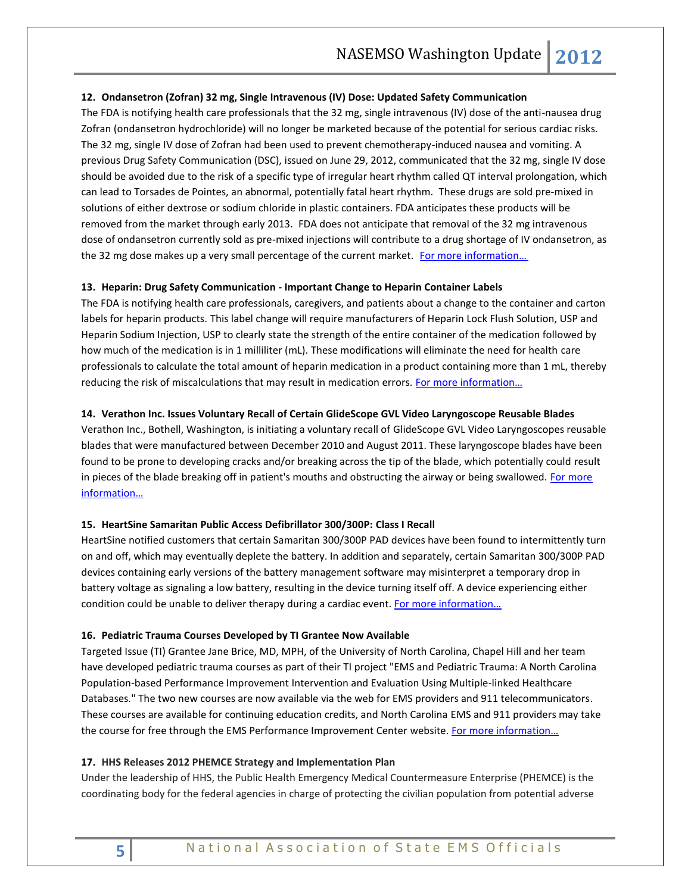**12. Ondansetron (Zofran) 32 mg, Single Intravenous (IV) Dose: Updated Safety Communication**

The FDA is notifying health care professionals that the 32 mg, single intravenous (IV) dose of the anti-nausea drug Zofran (ondansetron hydrochloride) will no longer be marketed because of the potential for serious cardiac risks. The 32 mg, single IV dose of Zofran had been used to prevent chemotherapy-induced nausea and vomiting. A previous Drug Safety Communication (DSC), issued on June 29, 2012, communicated that the 32 mg, single IV dose should be avoided due to the risk of a specific type of irregular heart rhythm called QT interval prolongation, which can lead to Torsades de Pointes, an abnormal, potentially fatal heart rhythm. These drugs are sold pre-mixed in solutions of either dextrose or sodium chloride in plastic containers. FDA anticipates these products will be removed from the market through early 2013. FDA does not anticipate that removal of the 32 mg intravenous dose of ondansetron currently sold as pre-mixed injections will contribute to a drug shortage of IV ondansetron, as the 32 mg dose makes up a very small percentage of the current market. For more information…

**13. Heparin: Drug Safety Communication - Important Change to Heparin Container Labels**

The FDA is notifying health care professionals, caregivers, and patients about a change to the container and carton labels for heparin products. This label change will require manufacturers of Heparin Lock Flush Solution, USP and Heparin Sodium Injection, USP to clearly state the strength of the entire container of the medication followed by how much of the medication is in 1 milliliter (mL). These modifications will eliminate the need for health care professionals to calculate the total amount of heparin medication in a product containing more than 1 mL, thereby reducing the risk of miscalculations that may result in medication errors. For more information…

**14. Verathon Inc. Issues Voluntary Recall of Certain GlideScope GVL Video Laryngoscope Reusable Blades**

Verathon Inc., Bothell, Washington, is initiating a voluntary recall of GlideScope GVL Video Laryngoscopes reusable blades that were manufactured between December 2010 and August 2011. These laryngoscope blades have been found to be prone to developing cracks and/or breaking across the tip of the blade, which potentially could result in pieces of the blade breaking off in patient's mouths and obstructing the airway or being swallowed. For more information…

**15. HeartSine Samaritan Public Access Defibrillator 300/300P: Class I Recall**

HeartSine notified customers that certain Samaritan 300/300P PAD devices have been found to intermittently turn on and off, which may eventually deplete the battery. In addition and separately, certain Samaritan 300/300P PAD devices containing early versions of the battery management software may misinterpret a temporary drop in battery voltage as signaling a low battery, resulting in the device turning itself off. A device experiencing either condition could be unable to deliver therapy during a cardiac event. For more information…

**16. Pediatric Trauma Courses Developed by TI Grantee Now Available**

Targeted Issue (TI) Grantee Jane Brice, MD, MPH, of the University of North Carolina, Chapel Hill and her team have developed pediatric trauma courses as part of their TI project "EMS and Pediatric Trauma: A North Carolina Population-based Performance Improvement Intervention and Evaluation Using Multiple-linked Healthcare Databases." The two new courses are now available via the web for EMS providers and 911 telecommunicators. These courses are available for continuing education credits, and North Carolina EMS and 911 providers may take the course for free through the EMS Performance Improvement Center website. For more information…

**17. HHS Releases 2012 PHEMCE Strategy and Implementation Plan**

Under the leadership of HHS, the Public Health Emergency Medical Countermeasure Enterprise (PHEMCE) is the coordinating body for the federal agencies in charge of protecting the civilian population from potential adverse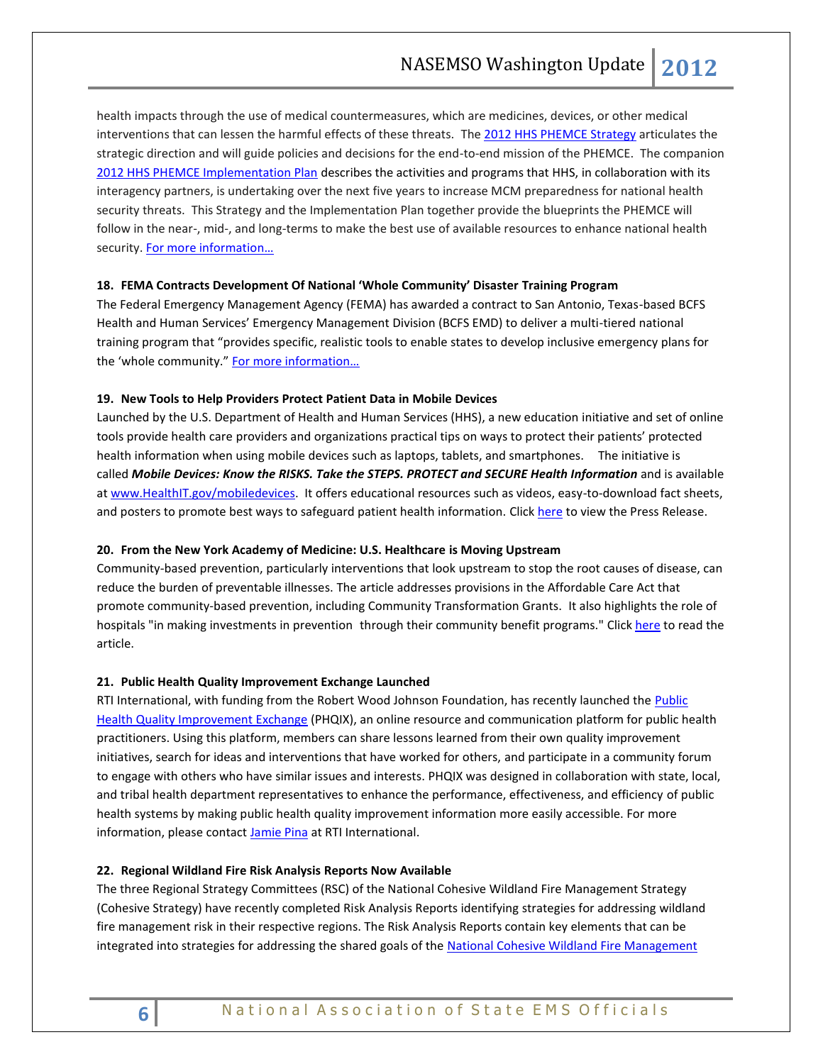health impacts through the use of medical countermeasures, which are medicines, devices, or other medical interventions that can lessen the harmful effects of these threats. The 2012 HHS PHEMCE Strategy articulates the strategic direction and will guide policies and decisions for the end-to-end mission of the PHEMCE. The companion 2012 HHS PHEMCE Implementation Plan describes the activities and programs that HHS, in collaboration with its interagency partners, is undertaking over the next five years to increase MCM preparedness for national health security threats. This Strategy and the Implementation Plan together provide the blueprints the PHEMCE will follow in the near-, mid-, and long-terms to make the best use of available resources to enhance national health security. For more information…

**18. FEMA Contracts Development Of National 'Whole Community' Disaster Training Program**

The Federal Emergency Management Agency (FEMA) has awarded a contract to San Antonio, Texas-based BCFS Health and Human Services' Emergency Management Division (BCFS EMD) to deliver a multi-tiered national training program that "provides specific, realistic tools to enable states to develop inclusive emergency plans for the 'whole community." For more information…

**19. New Tools to Help Providers Protect Patient Data in Mobile Devices**

Launched by the U.S. Department of Health and Human Services (HHS), a new education initiative and set of online tools provide health care providers and organizations practical tips on ways to protect their patients' protected health information when using mobile devices such as laptops, tablets, and smartphones. The initiative is called ***Mobile Devices: Know the RISKS. Take the STEPS. PROTECT and SECURE Health Information*** and is available at www.HealthIT.gov/mobiledevices. It offers educational resources such as videos, easy-to-download fact sheets, and posters to promote best ways to safeguard patient health information. Click here to view the Press Release.

**20. From the New York Academy of Medicine: U.S. Healthcare is Moving Upstream**

Community-based prevention, particularly interventions that look upstream to stop the root causes of disease, can reduce the burden of preventable illnesses. The article addresses provisions in the Affordable Care Act that promote community-based prevention, including Community Transformation Grants. It also highlights the role of hospitals "in making investments in prevention through their community benefit programs." Click here to read the article.

**21. Public Health Quality Improvement Exchange Launched**

RTI International, with funding from the Robert Wood Johnson Foundation, has recently launched the Public Health Quality Improvement Exchange (PHQIX), an online resource and communication platform for public health practitioners. Using this platform, members can share lessons learned from their own quality improvement initiatives, search for ideas and interventions that have worked for others, and participate in a community forum to engage with others who have similar issues and interests. PHQIX was designed in collaboration with state, local, and tribal health department representatives to enhance the performance, effectiveness, and efficiency of public health systems by making public health quality improvement information more easily accessible. For more information, please contact Jamie Pina at RTI International.

**22. Regional Wildland Fire Risk Analysis Reports Now Available**

The three Regional Strategy Committees (RSC) of the National Cohesive Wildland Fire Management Strategy (Cohesive Strategy) have recently completed Risk Analysis Reports identifying strategies for addressing wildland fire management risk in their respective regions. The Risk Analysis Reports contain key elements that can be integrated into strategies for addressing the shared goals of the National Cohesive Wildland Fire Management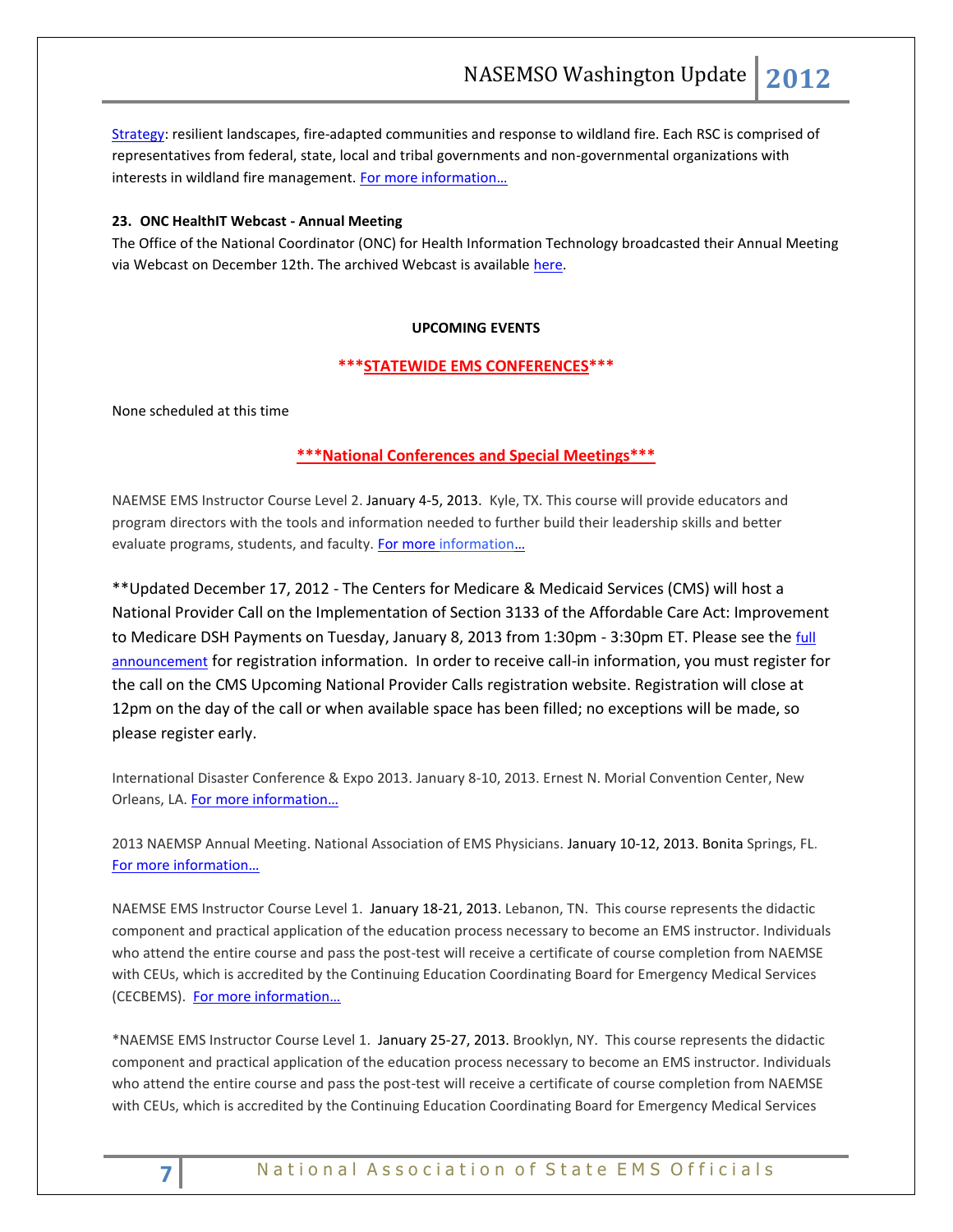Strategy: resilient landscapes, fire-adapted communities and response to wildland fire. Each RSC is comprised of representatives from federal, state, local and tribal governments and non-governmental organizations with interests in wildland fire management. For more information…

**23. ONC HealthIT Webcast - Annual Meeting**

The Office of the National Coordinator (ONC) for Health Information Technology broadcasted their Annual Meeting via Webcast on December 12th. The archived Webcast is available here.

**UPCOMING EVENTS**

**\*\*\*STATEWIDE EMS CONFERENCES\*\*\***

None scheduled at this time

**\*\*\*National Conferences and Special Meetings\*\*\***

NAEMSE EMS Instructor Course Level 2. January 4-5, 2013. Kyle, TX. This course will provide educators and program directors with the tools and information needed to further build their leadership skills and better evaluate programs, students, and faculty. For more information…

\*\*Updated December 17, 2012 - The Centers for Medicare & Medicaid Services (CMS) will host a National Provider Call on the Implementation of Section 3133 of the Affordable Care Act: Improvement to Medicare DSH Payments on Tuesday, January 8, 2013 from 1:30pm - 3:30pm ET. Please see the full announcement for registration information. In order to receive call-in information, you must register for the call on the CMS Upcoming National Provider Calls registration website. Registration will close at 12pm on the day of the call or when available space has been filled; no exceptions will be made, so please register early.

International Disaster Conference & Expo 2013. January 8-10, 2013. Ernest N. Morial Convention Center, New Orleans, LA. For more information…

2013 NAEMSP Annual Meeting. National Association of EMS Physicians. January 10-12, 2013. Bonita Springs, FL. For more information…

NAEMSE EMS Instructor Course Level 1. January 18-21, 2013. Lebanon, TN. This course represents the didactic component and practical application of the education process necessary to become an EMS instructor. Individuals who attend the entire course and pass the post-test will receive a certificate of course completion from NAEMSE with CEUs, which is accredited by the Continuing Education Coordinating Board for Emergency Medical Services (CECBEMS). For more information…

\*NAEMSE EMS Instructor Course Level 1. January 25-27, 2013. Brooklyn, NY. This course represents the didactic component and practical application of the education process necessary to become an EMS instructor. Individuals who attend the entire course and pass the post-test will receive a certificate of course completion from NAEMSE with CEUs, which is accredited by the Continuing Education Coordinating Board for Emergency Medical Services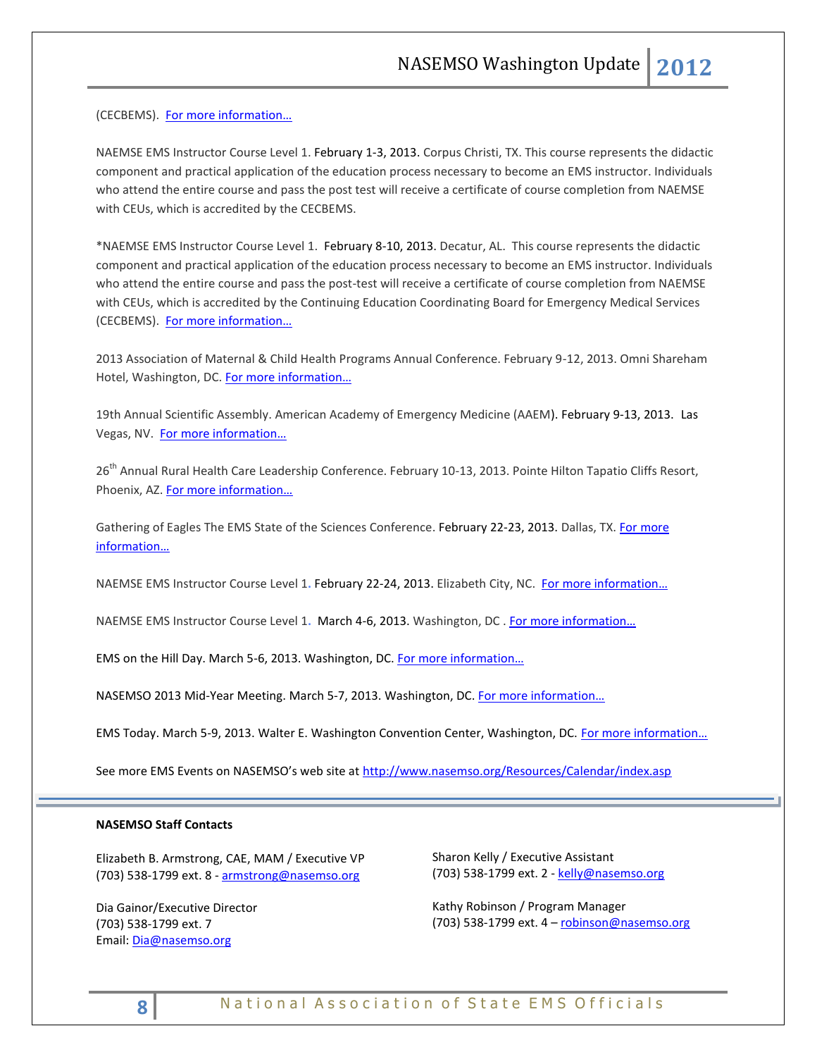(CECBEMS). For more information…

NAEMSE EMS Instructor Course Level 1. February 1-3, 2013. Corpus Christi, TX. This course represents the didactic component and practical application of the education process necessary to become an EMS instructor. Individuals who attend the entire course and pass the post test will receive a certificate of course completion from NAEMSE with CEUs, which is accredited by the CECBEMS.

*NAEMSE EMS Instructor Course Level 1. February 8-10, 2013. Decatur, AL. This course represents the didactic component and practical application of the education process necessary to become an EMS instructor. Individuals who attend the entire course and pass the post-test will receive a certificate of course completion from NAEMSE with CEUs, which is accredited by the Continuing Education Coordinating Board for Emergency Medical Services (CECBEMS). For more information…

2013 Association of Maternal & Child Health Programs Annual Conference. February 9-12, 2013. Omni Shareham Hotel, Washington, DC. For more information…

19th Annual Scientific Assembly. American Academy of Emergency Medicine (AAEM). February 9-13, 2013. Las Vegas, NV. For more information…

26th Annual Rural Health Care Leadership Conference. February 10-13, 2013. Pointe Hilton Tapatio Cliffs Resort, Phoenix, AZ. For more information…

Gathering of Eagles The EMS State of the Sciences Conference. February 22-23, 2013. Dallas, TX. For more information…

NAEMSE EMS Instructor Course Level 1. February 22-24, 2013. Elizabeth City, NC. For more information…

NAEMSE EMS Instructor Course Level 1. March 4-6, 2013. Washington, DC . For more information…

EMS on the Hill Day. March 5-6, 2013. Washington, DC. For more information…

NASEMSO 2013 Mid-Year Meeting. March 5-7, 2013. Washington, DC. For more information…

EMS Today. March 5-9, 2013. Walter E. Washington Convention Center, Washington, DC. For more information…

See more EMS Events on NASEMSO's web site at http://www.nasemso.org/Resources/Calendar/index.asp

---

**NASEMSO Staff Contacts**

Elizabeth B. Armstrong, CAE, MAM / Executive VP
(703) 538-1799 ext. 8 - armstrong@nasemso.org

Dia Gainor/Executive Director
(703) 538-1799 ext. 7
Email: Dia@nasemso.org

Sharon Kelly / Executive Assistant
(703) 538-1799 ext. 2 - kelly@nasemso.org

Kathy Robinson / Program Manager
(703) 538-1799 ext. 4 – robinson@nasemso.org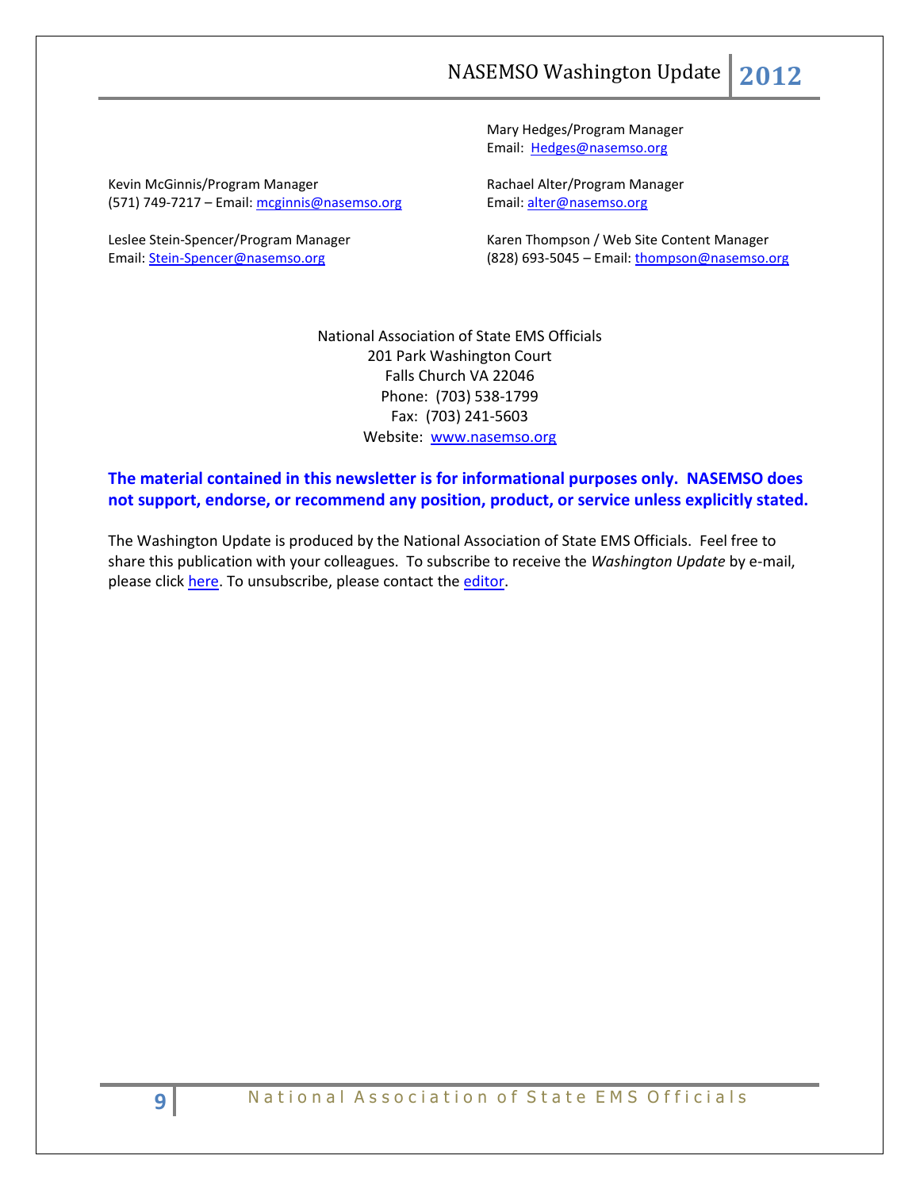Mary Hedges/Program Manager
Email: [Hedges@nasemso.org](mailto:Hedges@nasemso.org)

Kevin McGinnis/Program Manager
(571) 749-7217 – Email: [mcginnis@nasemso.org](mailto:mcginnis@nasemso.org)

Rachael Alter/Program Manager
Email: [alter@nasemso.org](mailto:alter@nasemso.org)

Leslee Stein-Spencer/Program Manager
Email: [Stein-Spencer@nasemso.org](mailto:Stein-Spencer@nasemso.org)

Karen Thompson / Web Site Content Manager
(828) 693-5045 – Email: [thompson@nasemso.org](mailto:thompson@nasemso.org)

National Association of State EMS Officials
201 Park Washington Court
Falls Church VA 22046
Phone: (703) 538-1799
Fax: (703) 241-5603
Website: [www.nasemso.org](http://www.nasemso.org)

**The material contained in this newsletter is for informational purposes only. NASEMSO does not support, endorse, or recommend any position, product, or service unless explicitly stated.**

The Washington Update is produced by the National Association of State EMS Officials. Feel free to share this publication with your colleagues. To subscribe to receive the *Washington Update* by e-mail, please click here. To unsubscribe, please contact the editor.